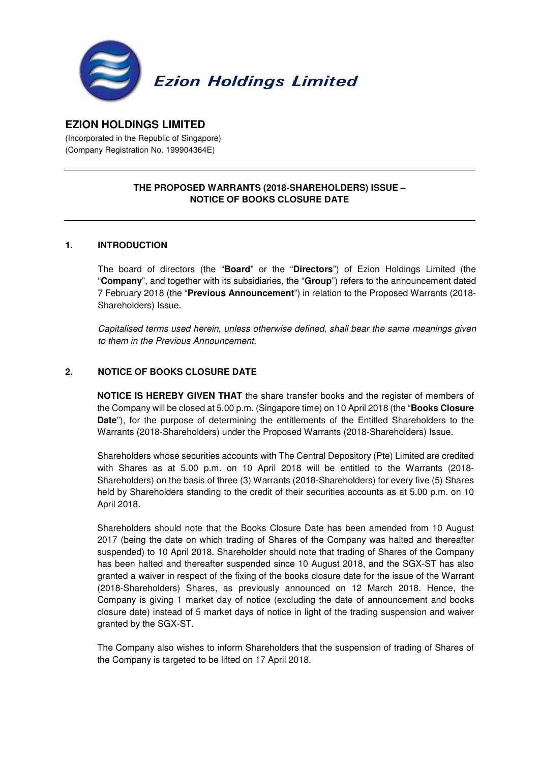Ezion Holdings Limited

# EZION HOLDINGS LIMITED

(Incorporated in the Republic of Singapore)
(Company Registration No. 199904364E)

---

**THE PROPOSED WARRANTS (2018-SHAREHOLDERS) ISSUE – NOTICE OF BOOKS CLOSURE DATE**

---

## 1. INTRODUCTION

The board of directors (the "**Board**" or the "**Directors**") of Ezion Holdings Limited (the "**Company**", and together with its subsidiaries, the "**Group**") refers to the announcement dated 7 February 2018 (the "**Previous Announcement**") in relation to the Proposed Warrants (2018-Shareholders) Issue.

*Capitalised terms used herein, unless otherwise defined, shall bear the same meanings given to them in the Previous Announcement.*

## 2. NOTICE OF BOOKS CLOSURE DATE

**NOTICE IS HEREBY GIVEN THAT** the share transfer books and the register of members of the Company will be closed at 5.00 p.m. (Singapore time) on 10 April 2018 (the "**Books Closure Date**"), for the purpose of determining the entitlements of the Entitled Shareholders to the Warrants (2018-Shareholders) under the Proposed Warrants (2018-Shareholders) Issue.

Shareholders whose securities accounts with The Central Depository (Pte) Limited are credited with Shares as at 5.00 p.m. on 10 April 2018 will be entitled to the Warrants (2018-Shareholders) on the basis of three (3) Warrants (2018-Shareholders) for every five (5) Shares held by Shareholders standing to the credit of their securities accounts as at 5.00 p.m. on 10 April 2018.

Shareholders should note that the Books Closure Date has been amended from 10 August 2017 (being the date on which trading of Shares of the Company was halted and thereafter suspended) to 10 April 2018. Shareholder should note that trading of Shares of the Company has been halted and thereafter suspended since 10 August 2018, and the SGX-ST has also granted a waiver in respect of the fixing of the books closure date for the issue of the Warrant (2018-Shareholders) Shares, as previously announced on 12 March 2018. Hence, the Company is giving 1 market day of notice (excluding the date of announcement and books closure date) instead of 5 market days of notice in light of the trading suspension and waiver granted by the SGX-ST.

The Company also wishes to inform Shareholders that the suspension of trading of Shares of the Company is targeted to be lifted on 17 April 2018.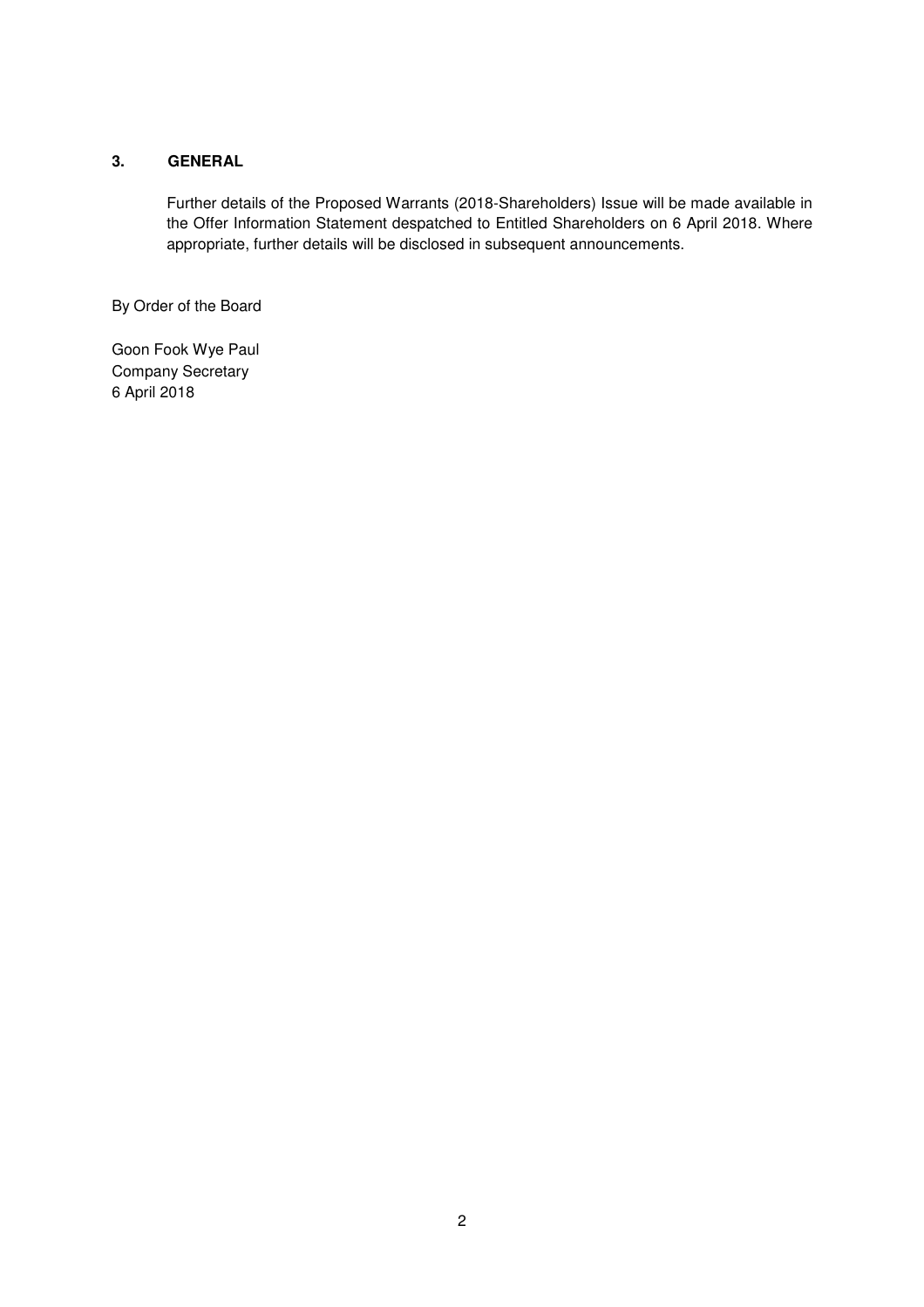## 3. GENERAL

Further details of the Proposed Warrants (2018-Shareholders) Issue will be made available in the Offer Information Statement despatched to Entitled Shareholders on 6 April 2018. Where appropriate, further details will be disclosed in subsequent announcements.

By Order of the Board

Goon Fook Wye Paul
Company Secretary
6 April 2018